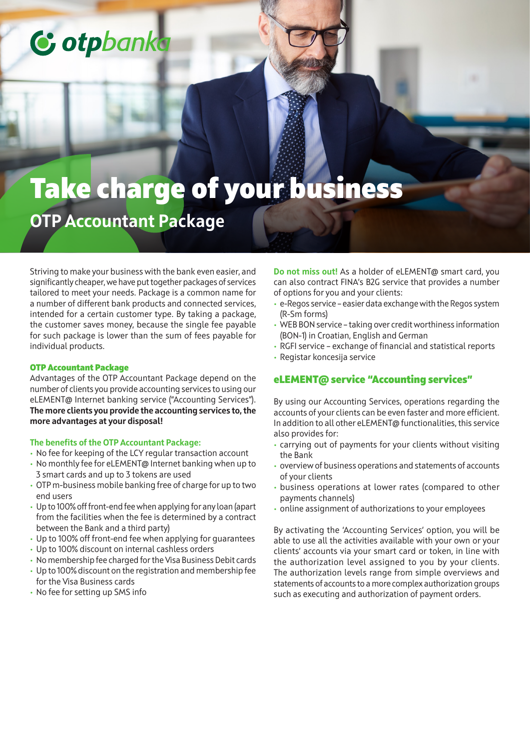otpbanka

# Take charge of your business

## OTP Accountant Package

Striving to make your business with the bank even easier, and significantly cheaper, we have put together packages of services tailored to meet your needs. Package is a common name for a number of different bank products and connected services, intended for a certain customer type. By taking a package, the customer saves money, because the single fee payable for such package is lower than the sum of fees payable for individual products.

### OTP Accountant Package

Advantages of the OTP Accountant Package depend on the number of clients you provide accounting services to using our eLEMENT@ Internet banking service ("Accounting Services"). **The more clients you provide the accounting services to, the more advantages at your disposal!**

**The benefits of the OTP Accountant Package:**

- No fee for keeping of the LCY regular transaction account
- No monthly fee for eLEMENT@ Internet banking when up to 3 smart cards and up to 3 tokens are used
- OTP m-business mobile banking free of charge for up to two end users
- Up to 100% off front-end fee when applying for any loan (apart from the facilities when the fee is determined by a contract between the Bank and a third party)
- Up to 100% off front-end fee when applying for guarantees
- Up to 100% discount on internal cashless orders
- No membership fee charged for the Visa Business Debit cards
- Up to 100% discount on the registration and membership fee for the Visa Business cards
- No fee for setting up SMS info

**Do not miss out!** As a holder of eLEMENT@ smart card, you can also contract FINA's B2G service that provides a number of options for you and your clients:

- e-Regos service – easier data exchange with the Regos system (R-Sm forms)
- WEB BON service – taking over credit worthiness information (BON-1) in Croatian, English and German
- RGFI service – exchange of financial and statistical reports
- Registar koncesija service

### eLEMENT@ service "Accounting services"

By using our Accounting Services, operations regarding the accounts of your clients can be even faster and more efficient. In addition to all other eLEMENT@ functionalities, this service also provides for:

- carrying out of payments for your clients without visiting the Bank
- overview of business operations and statements of accounts of your clients
- business operations at lower rates (compared to other payments channels)
- online assignment of authorizations to your employees

By activating the 'Accounting Services' option, you will be able to use all the activities available with your own or your clients' accounts via your smart card or token, in line with the authorization level assigned to you by your clients. The authorization levels range from simple overviews and statements of accounts to a more complex authorization groups such as executing and authorization of payment orders.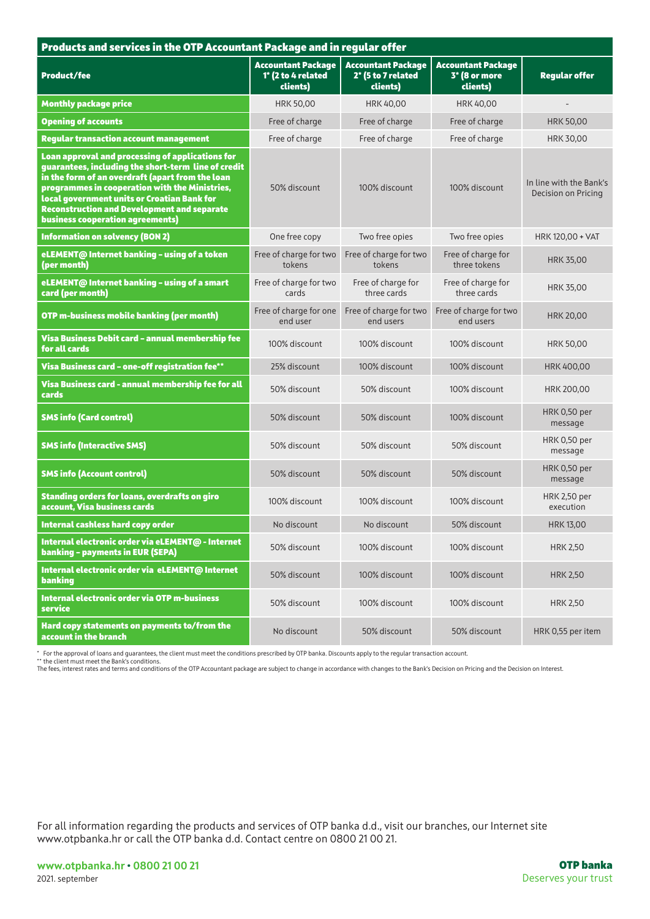## Products and services in the OTP Accountant Package and in regular offer

| Product/fee | Accountant Package 1* (2 to 4 related clients) | Accountant Package 2* (5 to 7 related clients) | Accountant Package 3* (8 or more clients) | Regular offer |
|---|---|---|---|---|
| **Monthly package price** | HRK 50,00 | HRK 40,00 | HRK 40,00 | - |
| **Opening of accounts** | Free of charge | Free of charge | Free of charge | HRK 50,00 |
| **Regular transaction account management** | Free of charge | Free of charge | Free of charge | HRK 30,00 |
| **Loan approval and processing of applications for guarantees, including the short-term line of credit in the form of an overdraft (apart from the loan programmes in cooperation with the Ministries, local government units or Croatian Bank for Reconstruction and Development and separate business cooperation agreements)** | 50% discount | 100% discount | 100% discount | In line with the Bank's Decision on Pricing |
| **Information on solvency (BON 2)** | One free copy | Two free opies | Two free opies | HRK 120,00 + VAT |
| **eLEMENT@ Internet banking – using of a token (per month)** | Free of charge for two tokens | Free of charge for two tokens | Free of charge for three tokens | HRK 35,00 |
| **eLEMENT@ Internet banking – using of a smart card (per month)** | Free of charge for two cards | Free of charge for three cards | Free of charge for three cards | HRK 35,00 |
| **OTP m-business mobile banking (per month)** | Free of charge for one end user | Free of charge for two end users | Free of charge for two end users | HRK 20,00 |
| **Visa Business Debit card – annual membership fee for all cards** | 100% discount | 100% discount | 100% discount | HRK 50,00 |
| **Visa Business card – one-off registration fee**** | 25% discount | 100% discount | 100% discount | HRK 400,00 |
| **Visa Business card - annual membership fee for all cards** | 50% discount | 50% discount | 100% discount | HRK 200,00 |
| **SMS info (Card control)** | 50% discount | 50% discount | 100% discount | HRK 0,50 per message |
| **SMS info (Interactive SMS)** | 50% discount | 50% discount | 50% discount | HRK 0,50 per message |
| **SMS info (Account control)** | 50% discount | 50% discount | 50% discount | HRK 0,50 per message |
| **Standing orders for loans, overdrafts on giro account, Visa business cards** | 100% discount | 100% discount | 100% discount | HRK 2,50 per execution |
| **Internal cashless hard copy order** | No discount | No discount | 50% discount | HRK 13,00 |
| **Internal electronic order via eLEMENT@ - Internet banking – payments in EUR (SEPA)** | 50% discount | 100% discount | 100% discount | HRK 2,50 |
| **Internal electronic order via eLEMENT@ Internet banking** | 50% discount | 100% discount | 100% discount | HRK 2,50 |
| **Internal electronic order via OTP m-business service** | 50% discount | 100% discount | 100% discount | HRK 2,50 |
| **Hard copy statements on payments to/from the account in the branch** | No discount | 50% discount | 50% discount | HRK 0,55 per item |

* For the approval of loans and guarantees, the client must meet the conditions prescribed by OTP banka. Discounts apply to the regular transaction account.
** the client must meet the Bank's conditions.
The fees, interest rates and terms and conditions of the OTP Accountant package are subject to change in accordance with changes to the Bank's Decision on Pricing and the Decision on Interest.

For all information regarding the products and services of OTP banka d.d., visit our branches, our Internet site www.otpbanka.hr or call the OTP banka d.d. Contact centre on 0800 21 00 21.

**www.otpbanka.hr • 0800 21 00 21**
2021. september

**OTP banka**
Deserves your trust